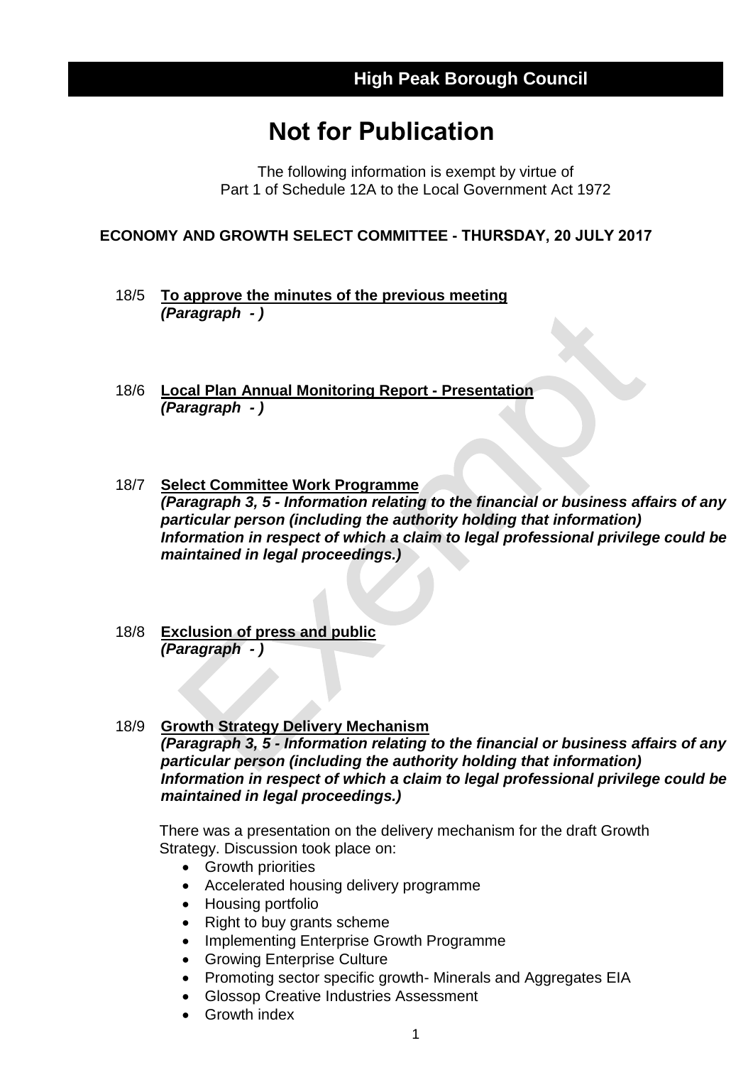High Peak Borough Council

# Not for Publication

The following information is exempt by virtue of
Part 1 of Schedule 12A to the Local Government Act 1972

## ECONOMY AND GROWTH SELECT COMMITTEE - THURSDAY, 20 JULY 2017

18/5 **To approve the minutes of the previous meeting**
***(Paragraph - )***

18/6 **Local Plan Annual Monitoring Report - Presentation**
***(Paragraph - )***

18/7 **Select Committee Work Programme**
***(Paragraph 3, 5 - Information relating to the financial or business affairs of any particular person (including the authority holding that information) Information in respect of which a claim to legal professional privilege could be maintained in legal proceedings.)***

18/8 **Exclusion of press and public**
***(Paragraph - )***

18/9 **Growth Strategy Delivery Mechanism**
***(Paragraph 3, 5 - Information relating to the financial or business affairs of any particular person (including the authority holding that information) Information in respect of which a claim to legal professional privilege could be maintained in legal proceedings.)***

There was a presentation on the delivery mechanism for the draft Growth Strategy. Discussion took place on:

- Growth priorities
- Accelerated housing delivery programme
- Housing portfolio
- Right to buy grants scheme
- Implementing Enterprise Growth Programme
- Growing Enterprise Culture
- Promoting sector specific growth- Minerals and Aggregates EIA
- Glossop Creative Industries Assessment
- Growth index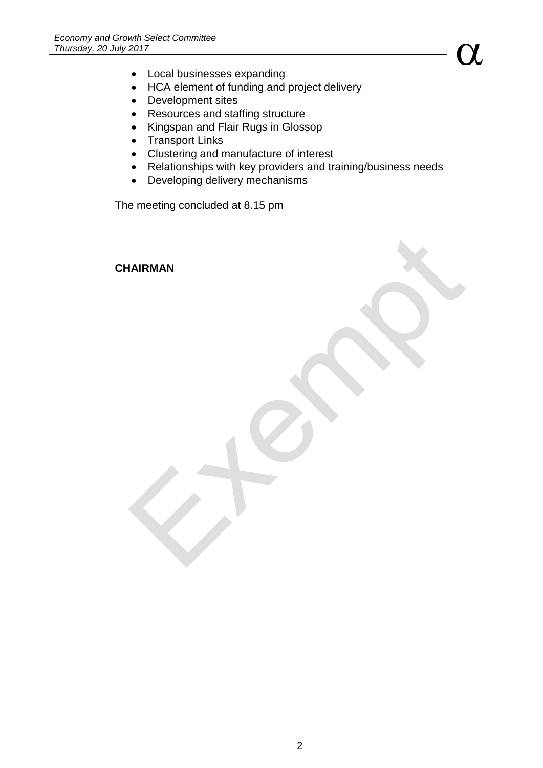- Local businesses expanding
- HCA element of funding and project delivery
- Development sites
- Resources and staffing structure
- Kingspan and Flair Rugs in Glossop
- Transport Links
- Clustering and manufacture of interest
- Relationships with key providers and training/business needs
- Developing delivery mechanisms

The meeting concluded at 8.15 pm

**CHAIRMAN**